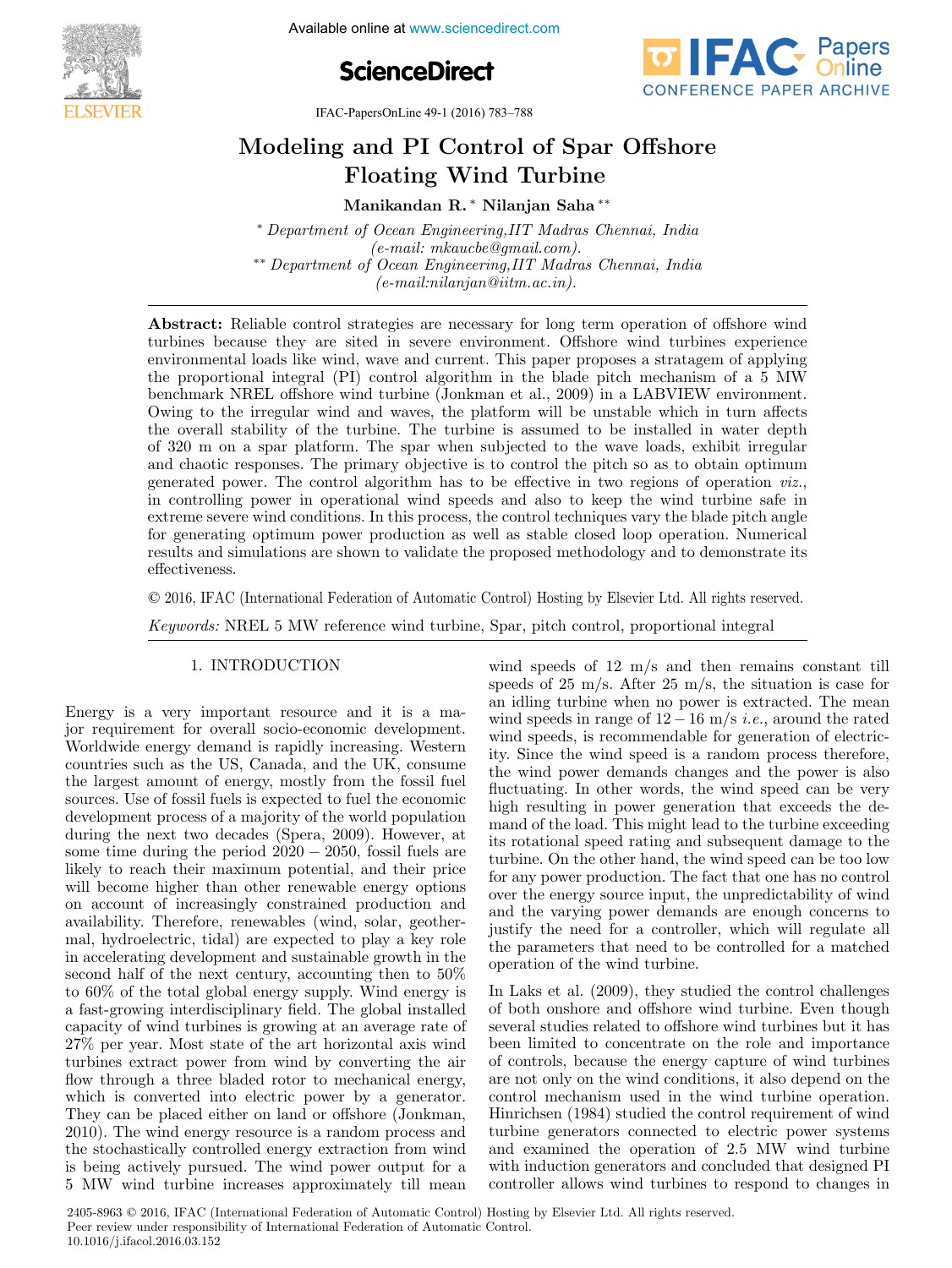# Modeling and PI Control of Spar Offshore Floating Wind Turbine

**Manikandan R.** [*] **Nilanjan Saha** [**]

[*] *Department of Ocean Engineering, IIT Madras Chennai, India (e-mail: mkaucbe@gmail.com).*
[**] *Department of Ocean Engineering, IIT Madras Chennai, India (e-mail:nilanjan@iitm.ac.in).*

**Abstract:** Reliable control strategies are necessary for long term operation of offshore wind turbines because they are sited in severe environment. Offshore wind turbines experience environmental loads like wind, wave and current. This paper proposes a stratagem of applying the proportional integral (PI) control algorithm in the blade pitch mechanism of a 5 MW benchmark NREL offshore wind turbine (Jonkman et al., 2009) in a LABVIEW environment. Owing to the irregular wind and waves, the platform will be unstable which in turn affects the overall stability of the turbine. The turbine is assumed to be installed in water depth of 320 m on a spar platform. The spar when subjected to the wave loads, exhibit irregular and chaotic responses. The primary objective is to control the pitch so as to obtain optimum generated power. The control algorithm has to be effective in two regions of operation *viz.*, in controlling power in operational wind speeds and also to keep the wind turbine safe in extreme severe wind conditions. In this process, the control techniques vary the blade pitch angle for generating optimum power production as well as stable closed loop operation. Numerical results and simulations are shown to validate the proposed methodology and to demonstrate its effectiveness.

© 2016, IFAC (International Federation of Automatic Control) Hosting by Elsevier Ltd. All rights reserved.

*Keywords:* NREL 5 MW reference wind turbine, Spar, pitch control, proportional integral

## 1. INTRODUCTION

Energy is a very important resource and it is a major requirement for overall socio-economic development. Worldwide energy demand is rapidly increasing. Western countries such as the US, Canada, and the UK, consume the largest amount of energy, mostly from the fossil fuel sources. Use of fossil fuels is expected to fuel the economic development process of a majority of the world population during the next two decades (Spera, 2009). However, at some time during the period $2020 - 2050$, fossil fuels are likely to reach their maximum potential, and their price will become higher than other renewable energy options on account of increasingly constrained production and availability. Therefore, renewables (wind, solar, geothermal, hydroelectric, tidal) are expected to play a key role in accelerating development and sustainable growth in the second half of the next century, accounting then to 50% to 60% of the total global energy supply. Wind energy is a fast-growing interdisciplinary field. The global installed capacity of wind turbines is growing at an average rate of 27% per year. Most state of the art horizontal axis wind turbines extract power from wind by converting the air flow through a three bladed rotor to mechanical energy, which is converted into electric power by a generator. They can be placed either on land or offshore (Jonkman, 2010). The wind energy resource is a random process and the stochastically controlled energy extraction from wind is being actively pursued. The wind power output for a 5 MW wind turbine increases approximately till mean wind speeds of 12 m/s and then remains constant till speeds of 25 m/s. After 25 m/s, the situation is case for an idling turbine when no power is extracted. The mean wind speeds in range of $12 - 16$ m/s *i.e.*, around the rated wind speeds, is recommendable for generation of electricity. Since the wind speed is a random process therefore, the wind power demands changes and the power is also fluctuating. In other words, the wind speed can be very high resulting in power generation that exceeds the demand of the load. This might lead to the turbine exceeding its rotational speed rating and subsequent damage to the turbine. On the other hand, the wind speed can be too low for any power production. The fact that one has no control over the energy source input, the unpredictability of wind and the varying power demands are enough concerns to justify the need for a controller, which will regulate all the parameters that need to be controlled for a matched operation of the wind turbine.

In Laks et al. (2009), they studied the control challenges of both onshore and offshore wind turbine. Even though several studies related to offshore wind turbines but it has been limited to concentrate on the role and importance of controls, because the energy capture of wind turbines are not only on the wind conditions, it also depend on the control mechanism used in the wind turbine operation. Hinrichsen (1984) studied the control requirement of wind turbine generators connected to electric power systems and examined the operation of 2.5 MW wind turbine with induction generators and concluded that designed PI controller allows wind turbines to respond to changes in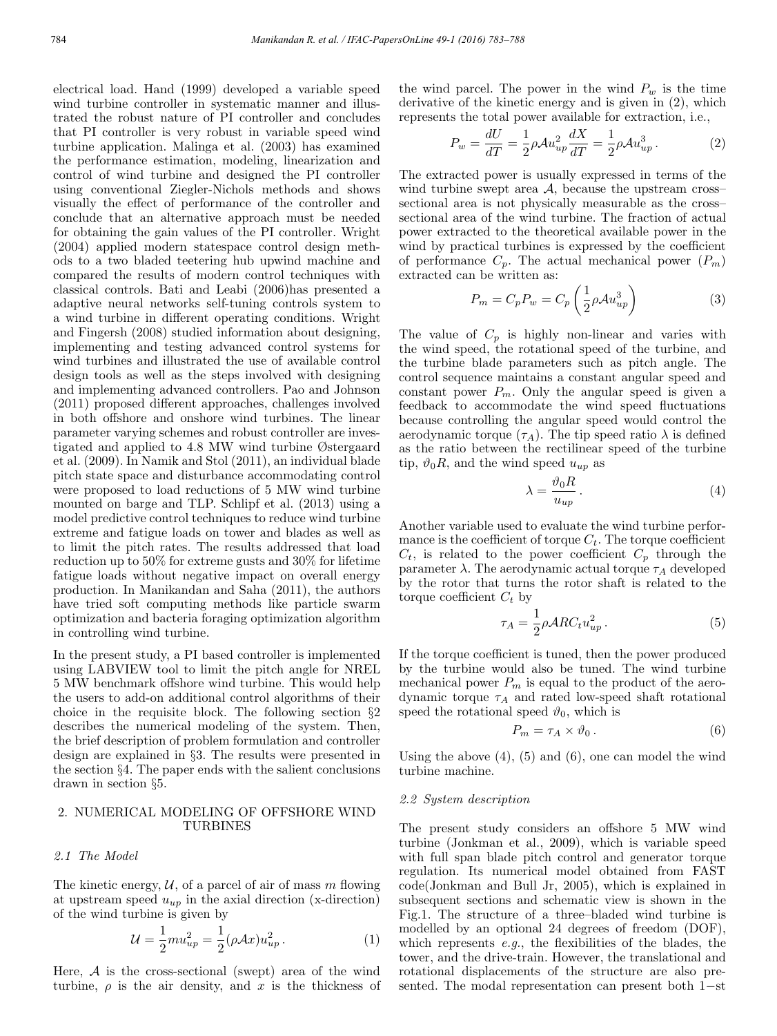electrical load. Hand (1999) developed a variable speed wind turbine controller in systematic manner and illustrated the robust nature of PI controller and concludes that PI controller is very robust in variable speed wind turbine application. Malinga et al. (2003) has examined the performance estimation, modeling, linearization and control of wind turbine and designed the PI controller using conventional Ziegler-Nichols methods and shows visually the effect of performance of the controller and conclude that an alternative approach must be needed for obtaining the gain values of the PI controller. Wright (2004) applied modern statespace control design methods to a two bladed teetering hub upwind machine and compared the results of modern control techniques with classical controls. Bati and Leabi (2006)has presented a adaptive neural networks self-tuning controls system to a wind turbine in different operating conditions. Wright and Fingersh (2008) studied information about designing, implementing and testing advanced control systems for wind turbines and illustrated the use of available control design tools as well as the steps involved with designing and implementing advanced controllers. Pao and Johnson (2011) proposed different approaches, challenges involved in both offshore and onshore wind turbines. The linear parameter varying schemes and robust controller are investigated and applied to 4.8 MW wind turbine Østergaard et al. (2009). In Namik and Stol (2011), an individual blade pitch state space and disturbance accommodating control were proposed to load reductions of 5 MW wind turbine mounted on barge and TLP. Schlipf et al. (2013) using a model predictive control techniques to reduce wind turbine extreme and fatigue loads on tower and blades as well as to limit the pitch rates. The results addressed that load reduction up to 50% for extreme gusts and 30% for lifetime fatigue loads without negative impact on overall energy production. In Manikandan and Saha (2011), the authors have tried soft computing methods like particle swarm optimization and bacteria foraging optimization algorithm in controlling wind turbine.

In the present study, a PI based controller is implemented using LABVIEW tool to limit the pitch angle for NREL 5 MW benchmark offshore wind turbine. This would help the users to add-on additional control algorithms of their choice in the requisite block. The following section §2 describes the numerical modeling of the system. Then, the brief description of problem formulation and controller design are explained in §3. The results were presented in the section §4. The paper ends with the salient conclusions drawn in section §5.

## 2. NUMERICAL MODELING OF OFFSHORE WIND TURBINES

### 2.1 The Model

The kinetic energy, $\mathcal{U}$, of a parcel of air of mass $m$ flowing at upstream speed $u_{up}$ in the axial direction (x-direction) of the wind turbine is given by

$$\mathcal{U} = \frac{1}{2}mu_{up}^2 = \frac{1}{2}(\rho\mathcal{A}x)u_{up}^2\,. \tag{1}$$

Here, $\mathcal{A}$ is the cross-sectional (swept) area of the wind turbine, $\rho$ is the air density, and $x$ is the thickness of the wind parcel. The power in the wind $P_w$ is the time derivative of the kinetic energy and is given in (2), which represents the total power available for extraction, i.e.,

$$P_w = \frac{dU}{dT} = \frac{1}{2}\rho\mathcal{A}u_{up}^2\frac{dX}{dT} = \frac{1}{2}\rho\mathcal{A}u_{up}^3\,. \tag{2}$$

The extracted power is usually expressed in terms of the wind turbine swept area $\mathcal{A}$, because the upstream cross–sectional area is not physically measurable as the cross–sectional area of the wind turbine. The fraction of actual power extracted to the theoretical available power in the wind by practical turbines is expressed by the coefficient of performance $C_p$. The actual mechanical power ($P_m$) extracted can be written as:

$$P_m = C_pP_w = C_p\left(\frac{1}{2}\rho\mathcal{A}u_{up}^3\right) \tag{3}$$

The value of $C_p$ is highly non-linear and varies with the wind speed, the rotational speed of the turbine, and the turbine blade parameters such as pitch angle. The control sequence maintains a constant angular speed and constant power $P_m$. Only the angular speed is given a feedback to accommodate the wind speed fluctuations because controlling the angular speed would control the aerodynamic torque ($\tau_A$). The tip speed ratio $\lambda$ is defined as the ratio between the rectilinear speed of the turbine tip, $\vartheta_0 R$, and the wind speed $u_{up}$ as

$$\lambda = \frac{\vartheta_0 R}{u_{up}}\,. \tag{4}$$

Another variable used to evaluate the wind turbine performance is the coefficient of torque $C_t$. The torque coefficient $C_t$, is related to the power coefficient $C_p$ through the parameter $\lambda$. The aerodynamic actual torque $\tau_A$ developed by the rotor that turns the rotor shaft is related to the torque coefficient $C_t$ by

$$\tau_A = \frac{1}{2}\rho\mathcal{A}RC_tu_{up}^2\,. \tag{5}$$

If the torque coefficient is tuned, then the power produced by the turbine would also be tuned. The wind turbine mechanical power $P_m$ is equal to the product of the aerodynamic torque $\tau_A$ and rated low-speed shaft rotational speed the rotational speed $\vartheta_0$, which is

$$P_m = \tau_A \times \vartheta_0\,. \tag{6}$$

Using the above (4), (5) and (6), one can model the wind turbine machine.

### 2.2 System description

The present study considers an offshore 5 MW wind turbine (Jonkman et al., 2009), which is variable speed with full span blade pitch control and generator torque regulation. Its numerical model obtained from FAST code(Jonkman and Bull Jr, 2005), which is explained in subsequent sections and schematic view is shown in the Fig.1. The structure of a three–bladed wind turbine is modelled by an optional 24 degrees of freedom (DOF), which represents *e.g.*, the flexibilities of the blades, the tower, and the drive-train. However, the translational and rotational displacements of the structure are also presented. The modal representation can present both 1−st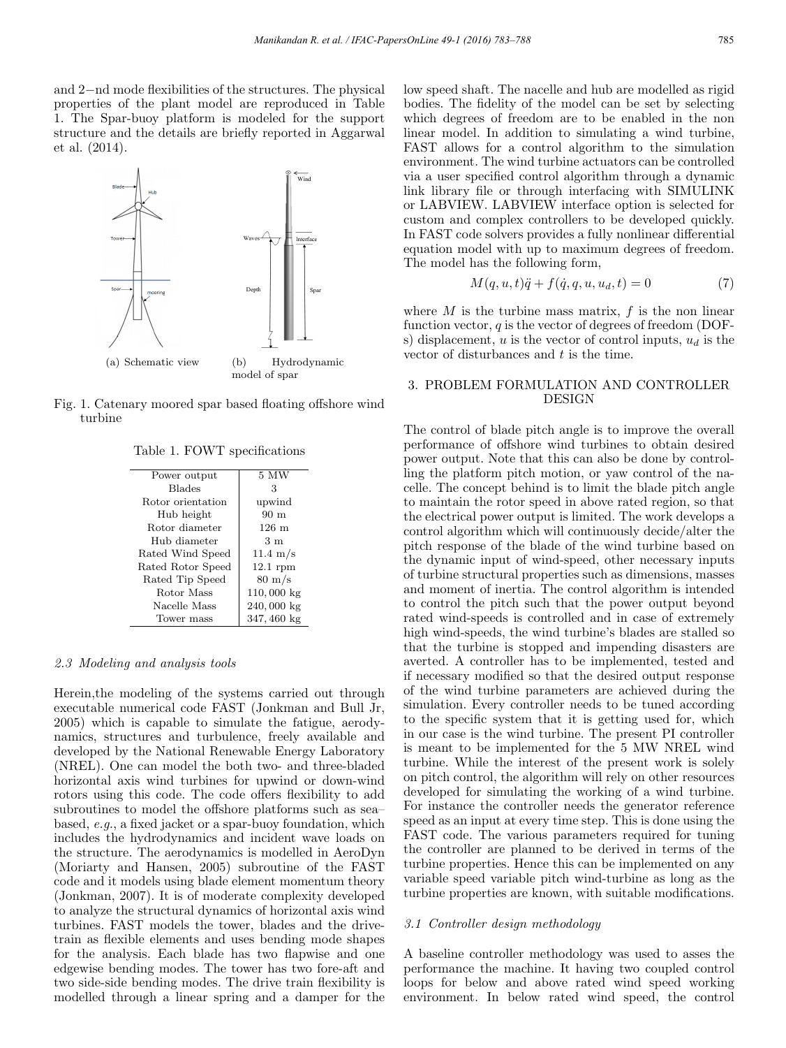and 2−nd mode flexibilities of the structures. The physical properties of the plant model are reproduced in Table 1. The Spar-buoy platform is modeled for the support structure and the details are briefly reported in Aggarwal et al. (2014).

Blade
Hub
Tower
Spar
mooring

(a) Schematic view

Wind
Waves
Interface
Depth
Spar

(b) Hydrodynamic model of spar

Fig. 1. Catenary moored spar based floating offshore wind turbine

Table 1. FOWT specifications

| | |
|---|---|
| Power output | 5 MW |
| Blades | 3 |
| Rotor orientation | upwind |
| Hub height | 90 m |
| Rotor diameter | 126 m |
| Hub diameter | 3 m |
| Rated Wind Speed | 11.4 m/s |
| Rated Rotor Speed | 12.1 rpm |
| Rated Tip Speed | 80 m/s |
| Rotor Mass | 110, 000 kg |
| Nacelle Mass | 240, 000 kg |
| Tower mass | 347, 460 kg |

### 2.3 Modeling and analysis tools

Herein,the modeling of the systems carried out through executable numerical code FAST (Jonkman and Bull Jr, 2005) which is capable to simulate the fatigue, aerodynamics, structures and turbulence, freely available and developed by the National Renewable Energy Laboratory (NREL). One can model the both two- and three-bladed horizontal axis wind turbines for upwind or down-wind rotors using this code. The code offers flexibility to add subroutines to model the offshore platforms such as sea–based, *e.g.*, a fixed jacket or a spar-buoy foundation, which includes the hydrodynamics and incident wave loads on the structure. The aerodynamics is modelled in AeroDyn (Moriarty and Hansen, 2005) subroutine of the FAST code and it models using blade element momentum theory (Jonkman, 2007). It is of moderate complexity developed to analyze the structural dynamics of horizontal axis wind turbines. FAST models the tower, blades and the drivetrain as flexible elements and uses bending mode shapes for the analysis. Each blade has two flapwise and one edgewise bending modes. The tower has two fore-aft and two side-side bending modes. The drive train flexibility is modelled through a linear spring and a damper for the low speed shaft. The nacelle and hub are modelled as rigid bodies. The fidelity of the model can be set by selecting which degrees of freedom are to be enabled in the non linear model. In addition to simulating a wind turbine, FAST allows for a control algorithm to the simulation environment. The wind turbine actuators can be controlled via a user specified control algorithm through a dynamic link library file or through interfacing with SIMULINK or LABVIEW. LABVIEW interface option is selected for custom and complex controllers to be developed quickly. In FAST code solvers provides a fully nonlinear differential equation model with up to maximum degrees of freedom. The model has the following form,

$$M(q, u, t)\ddot{q} + f(\dot{q}, q, u, u_d, t) = 0 \tag{7}$$

where $M$ is the turbine mass matrix, $f$ is the non linear function vector, $q$ is the vector of degrees of freedom (DOF-s) displacement, $u$ is the vector of control inputs, $u_d$ is the vector of disturbances and $t$ is the time.

## 3. PROBLEM FORMULATION AND CONTROLLER DESIGN

The control of blade pitch angle is to improve the overall performance of offshore wind turbines to obtain desired power output. Note that this can also be done by controlling the platform pitch motion, or yaw control of the nacelle. The concept behind is to limit the blade pitch angle to maintain the rotor speed in above rated region, so that the electrical power output is limited. The work develops a control algorithm which will continuously decide/alter the pitch response of the blade of the wind turbine based on the dynamic input of wind-speed, other necessary inputs of turbine structural properties such as dimensions, masses and moment of inertia. The control algorithm is intended to control the pitch such that the power output beyond rated wind-speeds is controlled and in case of extremely high wind-speeds, the wind turbine's blades are stalled so that the turbine is stopped and impending disasters are averted. A controller has to be implemented, tested and if necessary modified so that the desired output response of the wind turbine parameters are achieved during the simulation. Every controller needs to be tuned according to the specific system that it is getting used for, which in our case is the wind turbine. The present PI controller is meant to be implemented for the 5 MW NREL wind turbine. While the interest of the present work is solely on pitch control, the algorithm will rely on other resources developed for simulating the working of a wind turbine. For instance the controller needs the generator reference speed as an input at every time step. This is done using the FAST code. The various parameters required for tuning the controller are planned to be derived in terms of the turbine properties. Hence this can be implemented on any variable speed variable pitch wind-turbine as long as the turbine properties are known, with suitable modifications.

### 3.1 Controller design methodology

A baseline controller methodology was used to asses the performance the machine. It having two coupled control loops for below and above rated wind speed working environment. In below rated wind speed, the control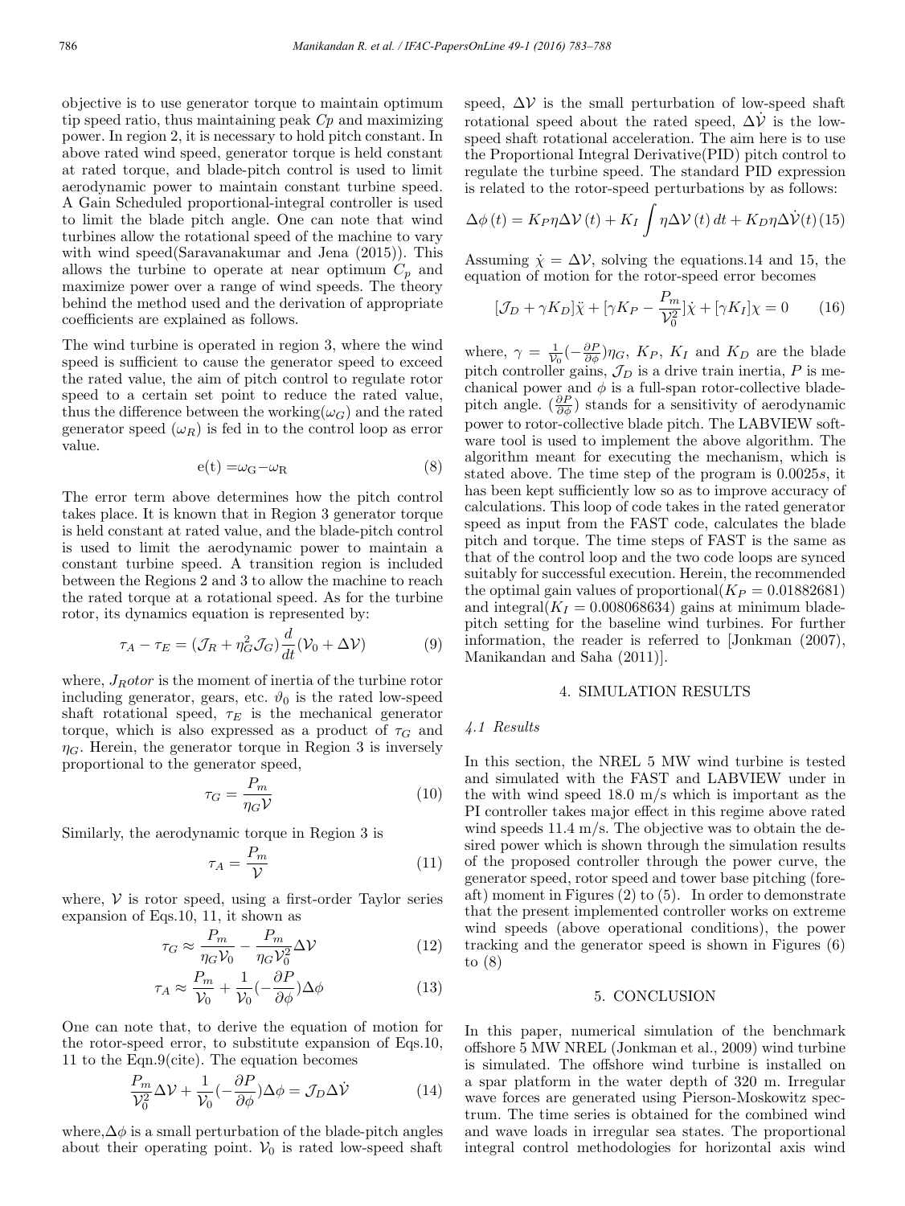objective is to use generator torque to maintain optimum tip speed ratio, thus maintaining peak $Cp$ and maximizing power. In region 2, it is necessary to hold pitch constant. In above rated wind speed, generator torque is held constant at rated torque, and blade-pitch control is used to limit aerodynamic power to maintain constant turbine speed. A Gain Scheduled proportional-integral controller is used to limit the blade pitch angle. One can note that wind turbines allow the rotational speed of the machine to vary with wind speed(Saravanakumar and Jena (2015)). This allows the turbine to operate at near optimum $C_p$ and maximize power over a range of wind speeds. The theory behind the method used and the derivation of appropriate coefficients are explained as follows.

The wind turbine is operated in region 3, where the wind speed is sufficient to cause the generator speed to exceed the rated value, the aim of pitch control to regulate rotor speed to a certain set point to reduce the rated value, thus the difference between the working($\omega_G$) and the rated generator speed ($\omega_R$) is fed in to the control loop as error value.

$$\mathrm{e(t)} = \omega_\mathrm{G} - \omega_\mathrm{R} \tag{8}$$

The error term above determines how the pitch control takes place. It is known that in Region 3 generator torque is held constant at rated value, and the blade-pitch control is used to limit the aerodynamic power to maintain a constant turbine speed. A transition region is included between the Regions 2 and 3 to allow the machine to reach the rated torque at a rotational speed. As for the turbine rotor, its dynamics equation is represented by:

$$\tau_A - \tau_E = (\mathcal{J}_R + \eta_G^2 \mathcal{J}_G) \frac{d}{dt}(\mathcal{V}_0 + \Delta\mathcal{V}) \tag{9}$$

where, $J_Rotor$ is the moment of inertia of the turbine rotor including generator, gears, etc. $\vartheta_0$ is the rated low-speed shaft rotational speed, $\tau_E$ is the mechanical generator torque, which is also expressed as a product of $\tau_G$ and $\eta_G$. Herein, the generator torque in Region 3 is inversely proportional to the generator speed,

$$\tau_G = \frac{P_m}{\eta_G \mathcal{V}} \tag{10}$$

Similarly, the aerodynamic torque in Region 3 is

$$\tau_A = \frac{P_m}{\mathcal{V}} \tag{11}$$

where, $\mathcal{V}$ is rotor speed, using a first-order Taylor series expansion of Eqs.10, 11, it shown as

$$\tau_G \approx \frac{P_m}{\eta_G \mathcal{V}_0} - \frac{P_m}{\eta_G \mathcal{V}_0^2}\Delta\mathcal{V} \tag{12}$$

$$\tau_A \approx \frac{P_m}{\mathcal{V}_0} + \frac{1}{\mathcal{V}_0}(-\frac{\partial P}{\partial \phi})\Delta\phi \tag{13}$$

One can note that, to derive the equation of motion for the rotor-speed error, to substitute expansion of Eqs.10, 11 to the Eqn.9(cite). The equation becomes

$$\frac{P_m}{\mathcal{V}_0^2}\Delta\mathcal{V} + \frac{1}{\mathcal{V}_0}(-\frac{\partial P}{\partial \phi})\Delta\phi = \mathcal{J}_D \Delta\dot{\mathcal{V}} \tag{14}$$

where,$\Delta\phi$ is a small perturbation of the blade-pitch angles about their operating point. $\mathcal{V}_0$ is rated low-speed shaft speed, $\Delta\mathcal{V}$ is the small perturbation of low-speed shaft rotational speed about the rated speed, $\Delta\dot{\mathcal{V}}$ is the low-speed shaft rotational acceleration. The aim here is to use the Proportional Integral Derivative(PID) pitch control to regulate the turbine speed. The standard PID expression is related to the rotor-speed perturbations by as follows:

$$\Delta\phi\,(t) = K_P \eta \Delta\mathcal{V}\,(t) + K_I \int \eta \Delta\mathcal{V}\,(t)\,dt + K_D \eta \Delta\dot{\mathcal{V}}(t) \tag{15}$$

Assuming $\dot{\chi} = \Delta\mathcal{V}$, solving the equations.14 and 15, the equation of motion for the rotor-speed error becomes

$$[\mathcal{J}_D + \gamma K_D]\ddot{\chi} + [\gamma K_P - \frac{P_m}{\mathcal{V}_0^2}]\dot{\chi} + [\gamma K_I]\chi = 0 \tag{16}$$

where, $\gamma = \frac{1}{\mathcal{V}_0}(-\frac{\partial P}{\partial \phi})\eta_G$, $K_P$, $K_I$ and $K_D$ are the blade pitch controller gains, $\mathcal{J}_D$ is a drive train inertia, $P$ is mechanical power and $\phi$ is a full-span rotor-collective blade-pitch angle. $(\frac{\partial P}{\partial \phi})$ stands for a sensitivity of aerodynamic power to rotor-collective blade pitch. The LABVIEW software tool is used to implement the above algorithm. The algorithm meant for executing the mechanism, which is stated above. The time step of the program is $0.0025s$, it has been kept sufficiently low so as to improve accuracy of calculations. This loop of code takes in the rated generator speed as input from the FAST code, calculates the blade pitch and torque. The time steps of FAST is the same as that of the control loop and the two code loops are synced suitably for successful execution. Herein, the recommended the optimal gain values of proportional($K_P = 0.01882681$) and integral($K_I = 0.008068634$) gains at minimum blade-pitch setting for the baseline wind turbines. For further information, the reader is referred to [Jonkman (2007), Manikandan and Saha (2011)].

## 4. SIMULATION RESULTS

### *4.1 Results*

In this section, the NREL 5 MW wind turbine is tested and simulated with the FAST and LABVIEW under in the with wind speed 18.0 m/s which is important as the PI controller takes major effect in this regime above rated wind speeds 11.4 m/s. The objective was to obtain the desired power which is shown through the simulation results of the proposed controller through the power curve, the generator speed, rotor speed and tower base pitching (fore-aft) moment in Figures (2) to (5). In order to demonstrate that the present implemented controller works on extreme wind speeds (above operational conditions), the power tracking and the generator speed is shown in Figures (6) to (8)

## 5. CONCLUSION

In this paper, numerical simulation of the benchmark offshore 5 MW NREL (Jonkman et al., 2009) wind turbine is simulated. The offshore wind turbine is installed on a spar platform in the water depth of 320 m. Irregular wave forces are generated using Pierson-Moskowitz spectrum. The time series is obtained for the combined wind and wave loads in irregular sea states. The proportional integral control methodologies for horizontal axis wind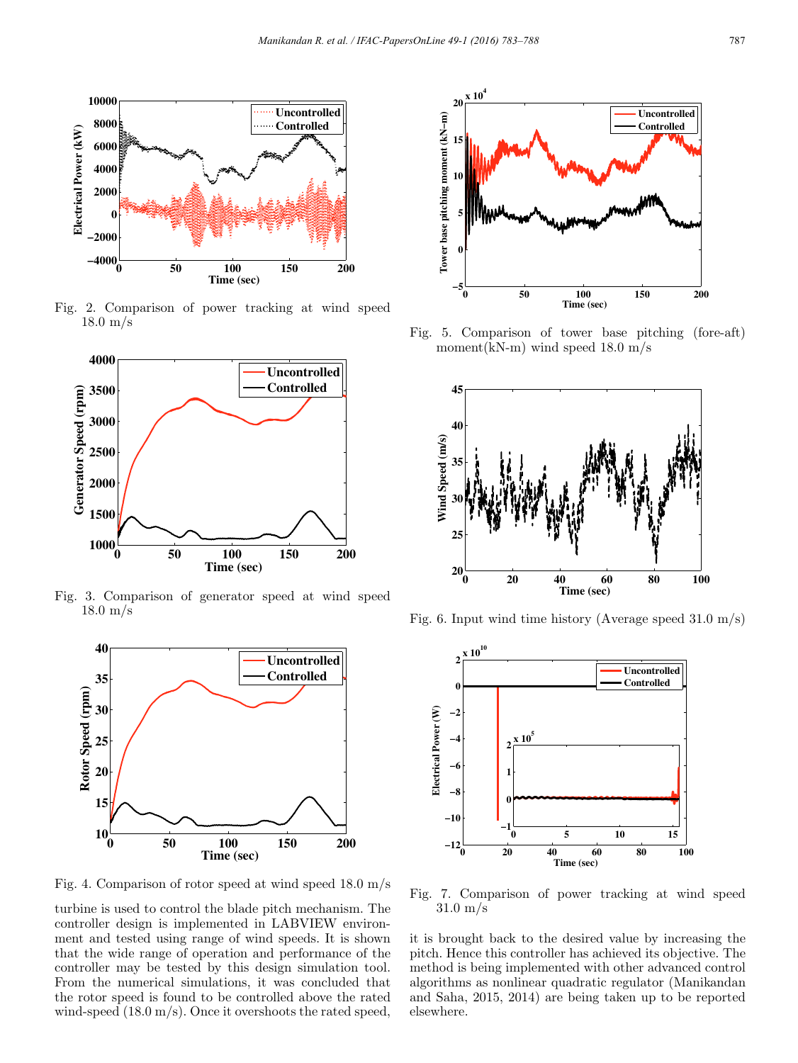Fig. 2. Comparison of power tracking at wind speed 18.0 m/s

Fig. 3. Comparison of generator speed at wind speed 18.0 m/s

Fig. 4. Comparison of rotor speed at wind speed 18.0 m/s

turbine is used to control the blade pitch mechanism. The controller design is implemented in LABVIEW environment and tested using range of wind speeds. It is shown that the wide range of operation and performance of the controller may be tested by this design simulation tool. From the numerical simulations, it was concluded that the rotor speed is found to be controlled above the rated wind-speed (18.0 m/s). Once it overshoots the rated speed, it is brought back to the desired value by increasing the pitch. Hence this controller has achieved its objective. The method is being implemented with other advanced control algorithms as nonlinear quadratic regulator (Manikandan and Saha, 2015, 2014) are being taken up to be reported elsewhere.

Fig. 5. Comparison of tower base pitching (fore-aft) moment(kN-m) wind speed 18.0 m/s

Fig. 6. Input wind time history (Average speed 31.0 m/s)

Fig. 7. Comparison of power tracking at wind speed 31.0 m/s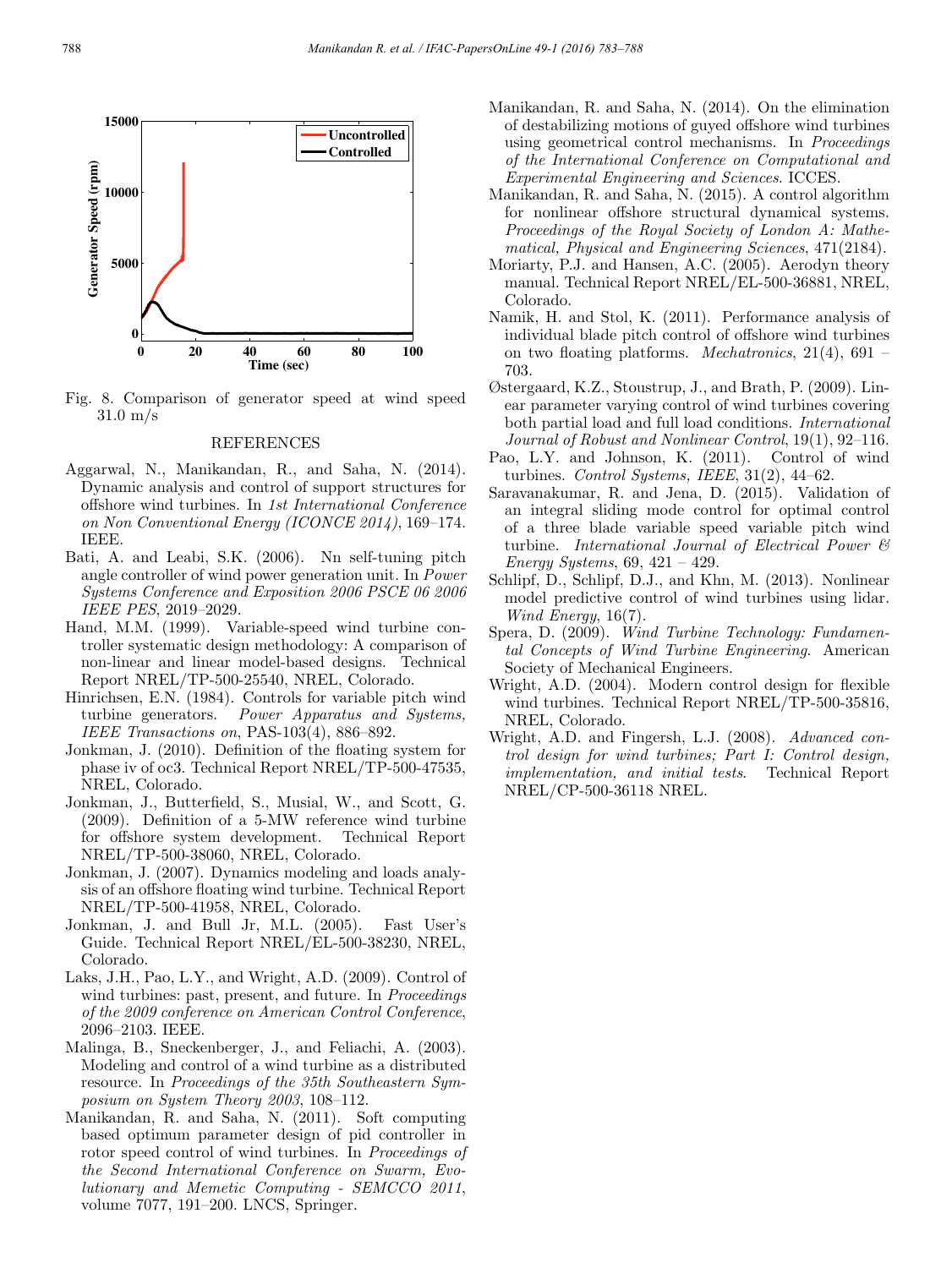15000
Generator Speed (rpm)
10000
5000
0
0
20
40
60
80
100
Time (sec)
Uncontrolled
Controlled

Fig. 8. Comparison of generator speed at wind speed 31.0 m/s

## REFERENCES

Aggarwal, N., Manikandan, R., and Saha, N. (2014). Dynamic analysis and control of support structures for offshore wind turbines. In *1st International Conference on Non Conventional Energy (ICONCE 2014)*, 169–174. IEEE.

Bati, A. and Leabi, S.K. (2006). Nn self-tuning pitch angle controller of wind power generation unit. In *Power Systems Conference and Exposition 2006 PSCE 06 2006 IEEE PES*, 2019–2029.

Hand, M.M. (1999). Variable-speed wind turbine controller systematic design methodology: A comparison of non-linear and linear model-based designs. Technical Report NREL/TP-500-25540, NREL, Colorado.

Hinrichsen, E.N. (1984). Controls for variable pitch wind turbine generators. *Power Apparatus and Systems, IEEE Transactions on*, PAS-103(4), 886–892.

Jonkman, J. (2010). Definition of the floating system for phase iv of oc3. Technical Report NREL/TP-500-47535, NREL, Colorado.

Jonkman, J., Butterfield, S., Musial, W., and Scott, G. (2009). Definition of a 5-MW reference wind turbine for offshore system development. Technical Report NREL/TP-500-38060, NREL, Colorado.

Jonkman, J. (2007). Dynamics modeling and loads analysis of an offshore floating wind turbine. Technical Report NREL/TP-500-41958, NREL, Colorado.

Jonkman, J. and Bull Jr, M.L. (2005). Fast User's Guide. Technical Report NREL/EL-500-38230, NREL, Colorado.

Laks, J.H., Pao, L.Y., and Wright, A.D. (2009). Control of wind turbines: past, present, and future. In *Proceedings of the 2009 conference on American Control Conference*, 2096–2103. IEEE.

Malinga, B., Sneckenberger, J., and Feliachi, A. (2003). Modeling and control of a wind turbine as a distributed resource. In *Proceedings of the 35th Southeastern Symposium on System Theory 2003*, 108–112.

Manikandan, R. and Saha, N. (2011). Soft computing based optimum parameter design of pid controller in rotor speed control of wind turbines. In *Proceedings of the Second International Conference on Swarm, Evolutionary and Memetic Computing - SEMCCO 2011*, volume 7077, 191–200. LNCS, Springer.

Manikandan, R. and Saha, N. (2014). On the elimination of destabilizing motions of guyed offshore wind turbines using geometrical control mechanisms. In *Proceedings of the International Conference on Computational and Experimental Engineering and Sciences*. ICCES.

Manikandan, R. and Saha, N. (2015). A control algorithm for nonlinear offshore structural dynamical systems. *Proceedings of the Royal Society of London A: Mathematical, Physical and Engineering Sciences*, 471(2184).

Moriarty, P.J. and Hansen, A.C. (2005). Aerodyn theory manual. Technical Report NREL/EL-500-36881, NREL, Colorado.

Namik, H. and Stol, K. (2011). Performance analysis of individual blade pitch control of offshore wind turbines on two floating platforms. *Mechatronics*, 21(4), 691 – 703.

Østergaard, K.Z., Stoustrup, J., and Brath, P. (2009). Linear parameter varying control of wind turbines covering both partial load and full load conditions. *International Journal of Robust and Nonlinear Control*, 19(1), 92–116.

Pao, L.Y. and Johnson, K. (2011). Control of wind turbines. *Control Systems, IEEE*, 31(2), 44–62.

Saravanakumar, R. and Jena, D. (2015). Validation of an integral sliding mode control for optimal control of a three blade variable speed variable pitch wind turbine. *International Journal of Electrical Power & Energy Systems*, 69, 421 – 429.

Schlipf, D., Schlipf, D.J., and Khn, M. (2013). Nonlinear model predictive control of wind turbines using lidar. *Wind Energy*, 16(7).

Spera, D. (2009). *Wind Turbine Technology: Fundamental Concepts of Wind Turbine Engineering*. American Society of Mechanical Engineers.

Wright, A.D. (2004). Modern control design for flexible wind turbines. Technical Report NREL/TP-500-35816, NREL, Colorado.

Wright, A.D. and Fingersh, L.J. (2008). *Advanced control design for wind turbines; Part I: Control design, implementation, and initial tests*. Technical Report NREL/CP-500-36118 NREL.